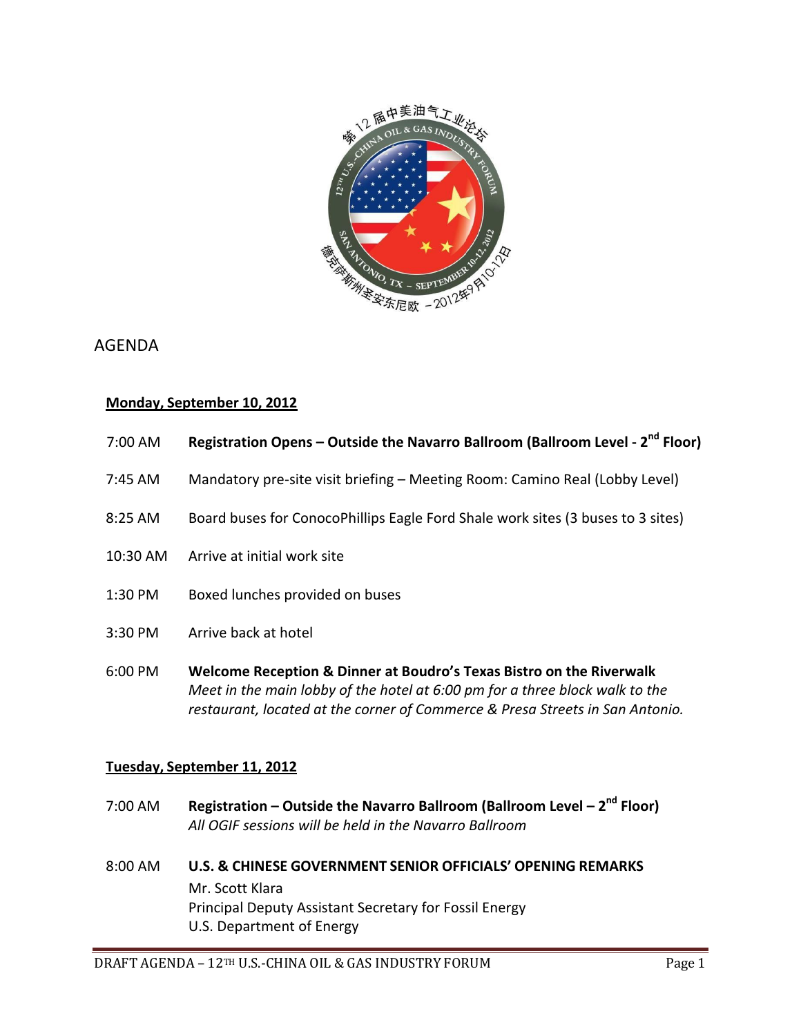## AGENDA

### Monday, September 10, 2012

7:00 AM **Registration Opens – Outside the Navarro Ballroom (Ballroom Level - 2nd Floor)**

7:45 AM Mandatory pre-site visit briefing – Meeting Room: Camino Real (Lobby Level)

8:25 AM Board buses for ConocoPhillips Eagle Ford Shale work sites (3 buses to 3 sites)

10:30 AM Arrive at initial work site

1:30 PM Boxed lunches provided on buses

3:30 PM Arrive back at hotel

6:00 PM **Welcome Reception & Dinner at Boudro's Texas Bistro on the Riverwalk**
*Meet in the main lobby of the hotel at 6:00 pm for a three block walk to the restaurant, located at the corner of Commerce & Presa Streets in San Antonio.*

### Tuesday, September 11, 2012

7:00 AM **Registration – Outside the Navarro Ballroom (Ballroom Level – 2nd Floor)**
*All OGIF sessions will be held in the Navarro Ballroom*

8:00 AM **U.S. & CHINESE GOVERNMENT SENIOR OFFICIALS' OPENING REMARKS**
Mr. Scott Klara
Principal Deputy Assistant Secretary for Fossil Energy
U.S. Department of Energy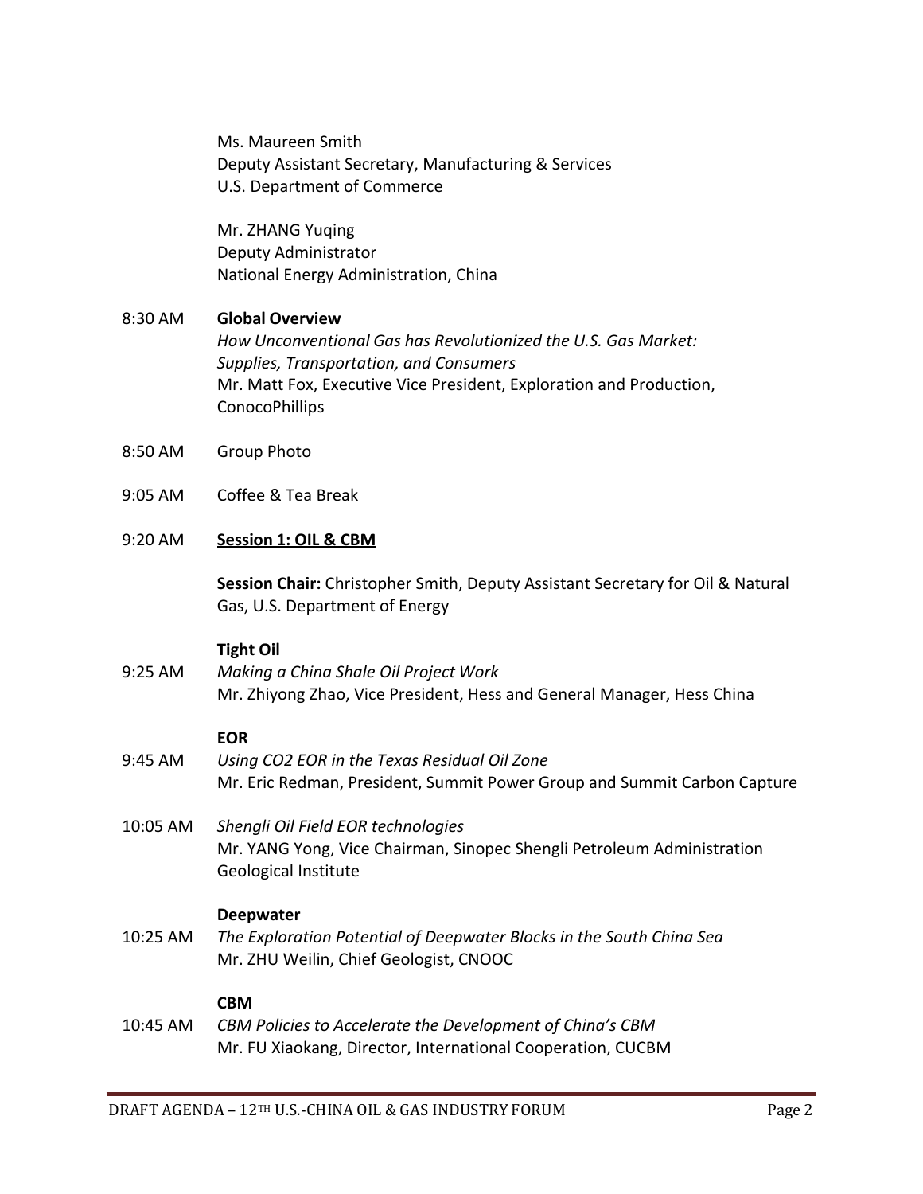Ms. Maureen Smith
Deputy Assistant Secretary, Manufacturing & Services
U.S. Department of Commerce

Mr. ZHANG Yuqing
Deputy Administrator
National Energy Administration, China

8:30 AM **Global Overview**
*How Unconventional Gas has Revolutionized the U.S. Gas Market: Supplies, Transportation, and Consumers*
Mr. Matt Fox, Executive Vice President, Exploration and Production, ConocoPhillips

8:50 AM Group Photo

9:05 AM Coffee & Tea Break

9:20 AM **Session 1: OIL & CBM**

**Session Chair:** Christopher Smith, Deputy Assistant Secretary for Oil & Natural Gas, U.S. Department of Energy

**Tight Oil**

9:25 AM *Making a China Shale Oil Project Work*
Mr. Zhiyong Zhao, Vice President, Hess and General Manager, Hess China

**EOR**

9:45 AM *Using CO2 EOR in the Texas Residual Oil Zone*
Mr. Eric Redman, President, Summit Power Group and Summit Carbon Capture

10:05 AM *Shengli Oil Field EOR technologies*
Mr. YANG Yong, Vice Chairman, Sinopec Shengli Petroleum Administration Geological Institute

**Deepwater**

10:25 AM *The Exploration Potential of Deepwater Blocks in the South China Sea*
Mr. ZHU Weilin, Chief Geologist, CNOOC

**CBM**

10:45 AM *CBM Policies to Accelerate the Development of China's CBM*
Mr. FU Xiaokang, Director, International Cooperation, CUCBM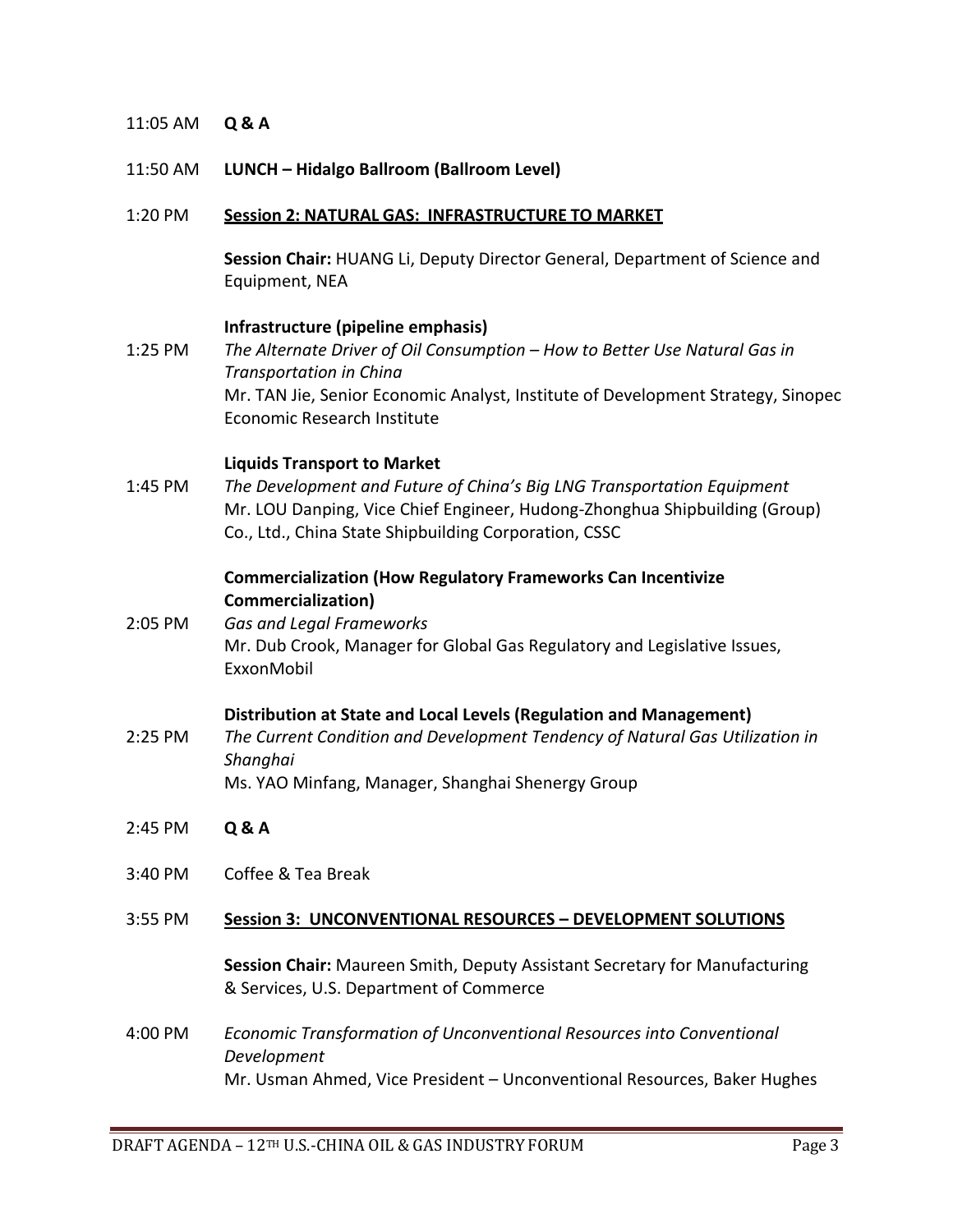11:05 AM **Q & A**

11:50 AM **LUNCH – Hidalgo Ballroom (Ballroom Level)**

1:20 PM **<u>Session 2: NATURAL GAS: INFRASTRUCTURE TO MARKET</u>**

**Session Chair:** HUANG Li, Deputy Director General, Department of Science and Equipment, NEA

**Infrastructure (pipeline emphasis)**

1:25 PM *The Alternate Driver of Oil Consumption – How to Better Use Natural Gas in Transportation in China*
Mr. TAN Jie, Senior Economic Analyst, Institute of Development Strategy, Sinopec Economic Research Institute

**Liquids Transport to Market**

1:45 PM *The Development and Future of China's Big LNG Transportation Equipment*
Mr. LOU Danping, Vice Chief Engineer, Hudong-Zhonghua Shipbuilding (Group) Co., Ltd., China State Shipbuilding Corporation, CSSC

**Commercialization (How Regulatory Frameworks Can Incentivize Commercialization)**

2:05 PM *Gas and Legal Frameworks*
Mr. Dub Crook, Manager for Global Gas Regulatory and Legislative Issues, ExxonMobil

**Distribution at State and Local Levels (Regulation and Management)**

2:25 PM *The Current Condition and Development Tendency of Natural Gas Utilization in Shanghai*
Ms. YAO Minfang, Manager, Shanghai Shenergy Group

2:45 PM **Q & A**

3:40 PM Coffee & Tea Break

3:55 PM **<u>Session 3: UNCONVENTIONAL RESOURCES – DEVELOPMENT SOLUTIONS</u>**

**Session Chair:** Maureen Smith, Deputy Assistant Secretary for Manufacturing & Services, U.S. Department of Commerce

4:00 PM *Economic Transformation of Unconventional Resources into Conventional Development*
Mr. Usman Ahmed, Vice President – Unconventional Resources, Baker Hughes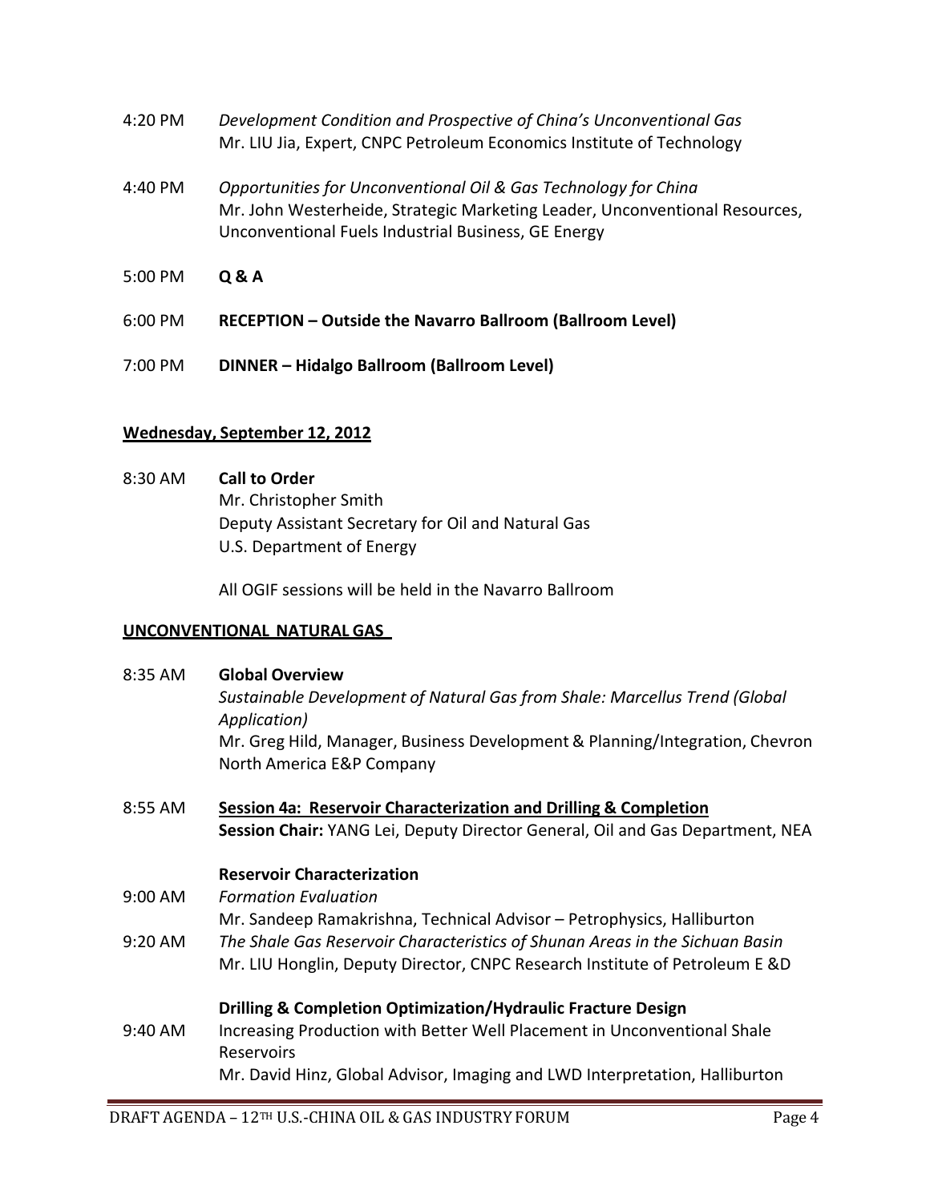4:20 PM *Development Condition and Prospective of China's Unconventional Gas*
Mr. LIU Jia, Expert, CNPC Petroleum Economics Institute of Technology

4:40 PM *Opportunities for Unconventional Oil & Gas Technology for China*
Mr. John Westerheide, Strategic Marketing Leader, Unconventional Resources, Unconventional Fuels Industrial Business, GE Energy

5:00 PM **Q & A**

6:00 PM **RECEPTION – Outside the Navarro Ballroom (Ballroom Level)**

7:00 PM **DINNER – Hidalgo Ballroom (Ballroom Level)**

## Wednesday, September 12, 2012

8:30 AM **Call to Order**
Mr. Christopher Smith
Deputy Assistant Secretary for Oil and Natural Gas
U.S. Department of Energy

All OGIF sessions will be held in the Navarro Ballroom

### UNCONVENTIONAL NATURAL GAS

8:35 AM **Global Overview**
*Sustainable Development of Natural Gas from Shale: Marcellus Trend (Global Application)*
Mr. Greg Hild, Manager, Business Development & Planning/Integration, Chevron North America E&P Company

8:55 AM **Session 4a: Reservoir Characterization and Drilling & Completion**
**Session Chair:** YANG Lei, Deputy Director General, Oil and Gas Department, NEA

**Reservoir Characterization**

9:00 AM *Formation Evaluation*
Mr. Sandeep Ramakrishna, Technical Advisor – Petrophysics, Halliburton

9:20 AM *The Shale Gas Reservoir Characteristics of Shunan Areas in the Sichuan Basin*
Mr. LIU Honglin, Deputy Director, CNPC Research Institute of Petroleum E &D

**Drilling & Completion Optimization/Hydraulic Fracture Design**

9:40 AM Increasing Production with Better Well Placement in Unconventional Shale Reservoirs
Mr. David Hinz, Global Advisor, Imaging and LWD Interpretation, Halliburton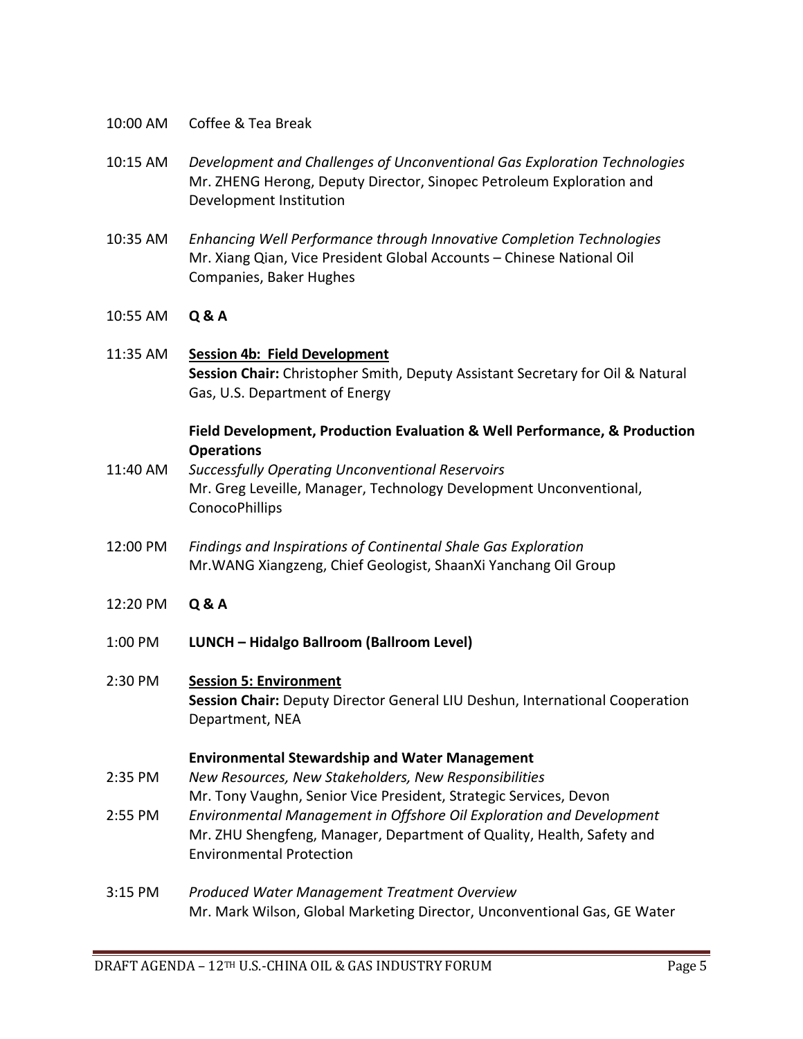10:00 AM Coffee & Tea Break

10:15 AM *Development and Challenges of Unconventional Gas Exploration Technologies*
Mr. ZHENG Herong, Deputy Director, Sinopec Petroleum Exploration and Development Institution

10:35 AM *Enhancing Well Performance through Innovative Completion Technologies*
Mr. Xiang Qian, Vice President Global Accounts – Chinese National Oil Companies, Baker Hughes

10:55 AM **Q & A**

11:35 AM **Session 4b: Field Development**
**Session Chair:** Christopher Smith, Deputy Assistant Secretary for Oil & Natural Gas, U.S. Department of Energy

**Field Development, Production Evaluation & Well Performance, & Production Operations**

11:40 AM *Successfully Operating Unconventional Reservoirs*
Mr. Greg Leveille, Manager, Technology Development Unconventional, ConocoPhillips

12:00 PM *Findings and Inspirations of Continental Shale Gas Exploration*
Mr.WANG Xiangzeng, Chief Geologist, ShaanXi Yanchang Oil Group

12:20 PM **Q & A**

1:00 PM **LUNCH – Hidalgo Ballroom (Ballroom Level)**

2:30 PM **Session 5: Environment**
**Session Chair:** Deputy Director General LIU Deshun, International Cooperation Department, NEA

**Environmental Stewardship and Water Management**

2:35 PM *New Resources, New Stakeholders, New Responsibilities*
Mr. Tony Vaughn, Senior Vice President, Strategic Services, Devon

2:55 PM *Environmental Management in Offshore Oil Exploration and Development*
Mr. ZHU Shengfeng, Manager, Department of Quality, Health, Safety and Environmental Protection

3:15 PM *Produced Water Management Treatment Overview*
Mr. Mark Wilson, Global Marketing Director, Unconventional Gas, GE Water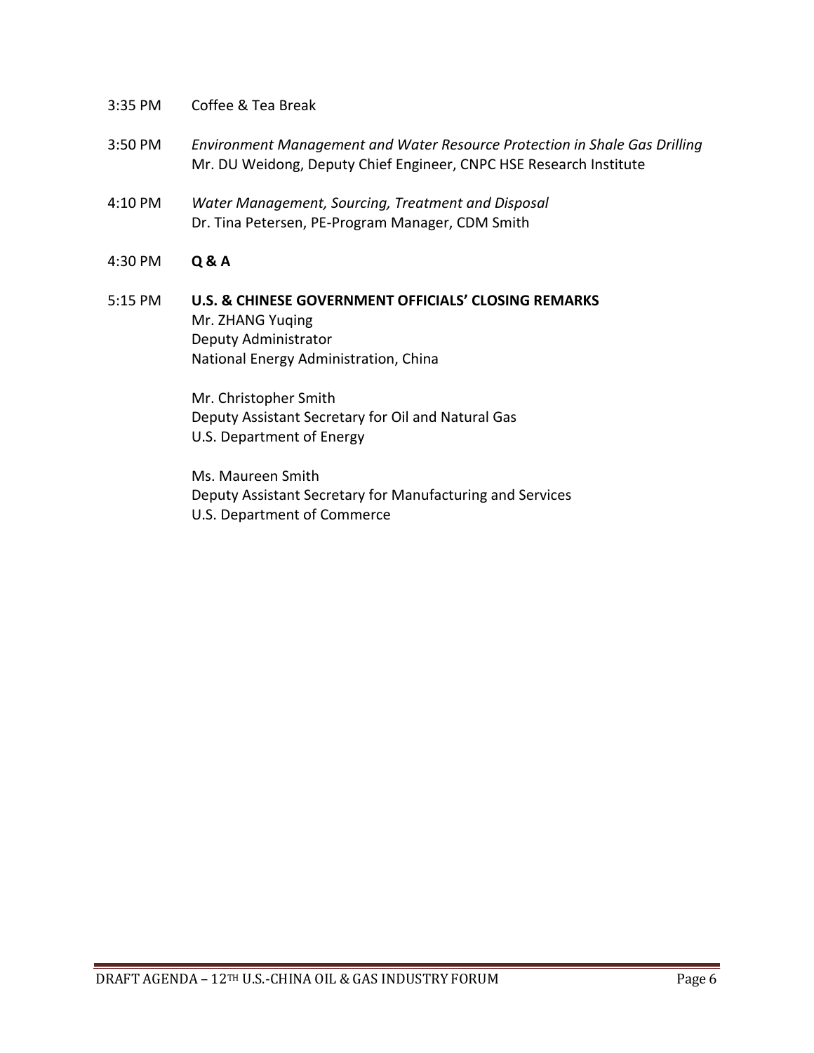3:35 PM Coffee & Tea Break

3:50 PM *Environment Management and Water Resource Protection in Shale Gas Drilling*
Mr. DU Weidong, Deputy Chief Engineer, CNPC HSE Research Institute

4:10 PM *Water Management, Sourcing, Treatment and Disposal*
Dr. Tina Petersen, PE-Program Manager, CDM Smith

4:30 PM **Q & A**

5:15 PM **U.S. & CHINESE GOVERNMENT OFFICIALS' CLOSING REMARKS**
Mr. ZHANG Yuqing
Deputy Administrator
National Energy Administration, China

Mr. Christopher Smith
Deputy Assistant Secretary for Oil and Natural Gas
U.S. Department of Energy

Ms. Maureen Smith
Deputy Assistant Secretary for Manufacturing and Services
U.S. Department of Commerce